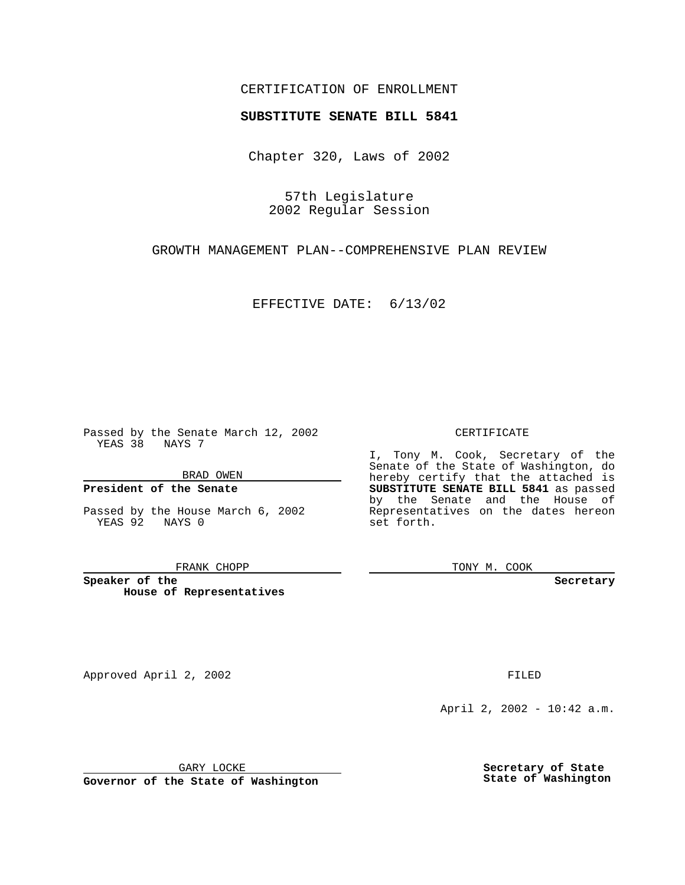CERTIFICATION OF ENROLLMENT

**SUBSTITUTE SENATE BILL 5841**

Chapter 320, Laws of 2002

57th Legislature
2002 Regular Session

GROWTH MANAGEMENT PLAN--COMPREHENSIVE PLAN REVIEW

EFFECTIVE DATE: 6/13/02

Passed by the Senate March 12, 2002
YEAS 38 NAYS 7

BRAD OWEN

**President of the Senate**

Passed by the House March 6, 2002
YEAS 92 NAYS 0

FRANK CHOPP

**Speaker of the House of Representatives**

CERTIFICATE

I, Tony M. Cook, Secretary of the Senate of the State of Washington, do hereby certify that the attached is **SUBSTITUTE SENATE BILL 5841** as passed by the Senate and the House of Representatives on the dates hereon set forth.

TONY M. COOK

**Secretary**

Approved April 2, 2002

GARY LOCKE

**Governor of the State of Washington**

FILED

April 2, 2002 - 10:42 a.m.

**Secretary of State**
**State of Washington**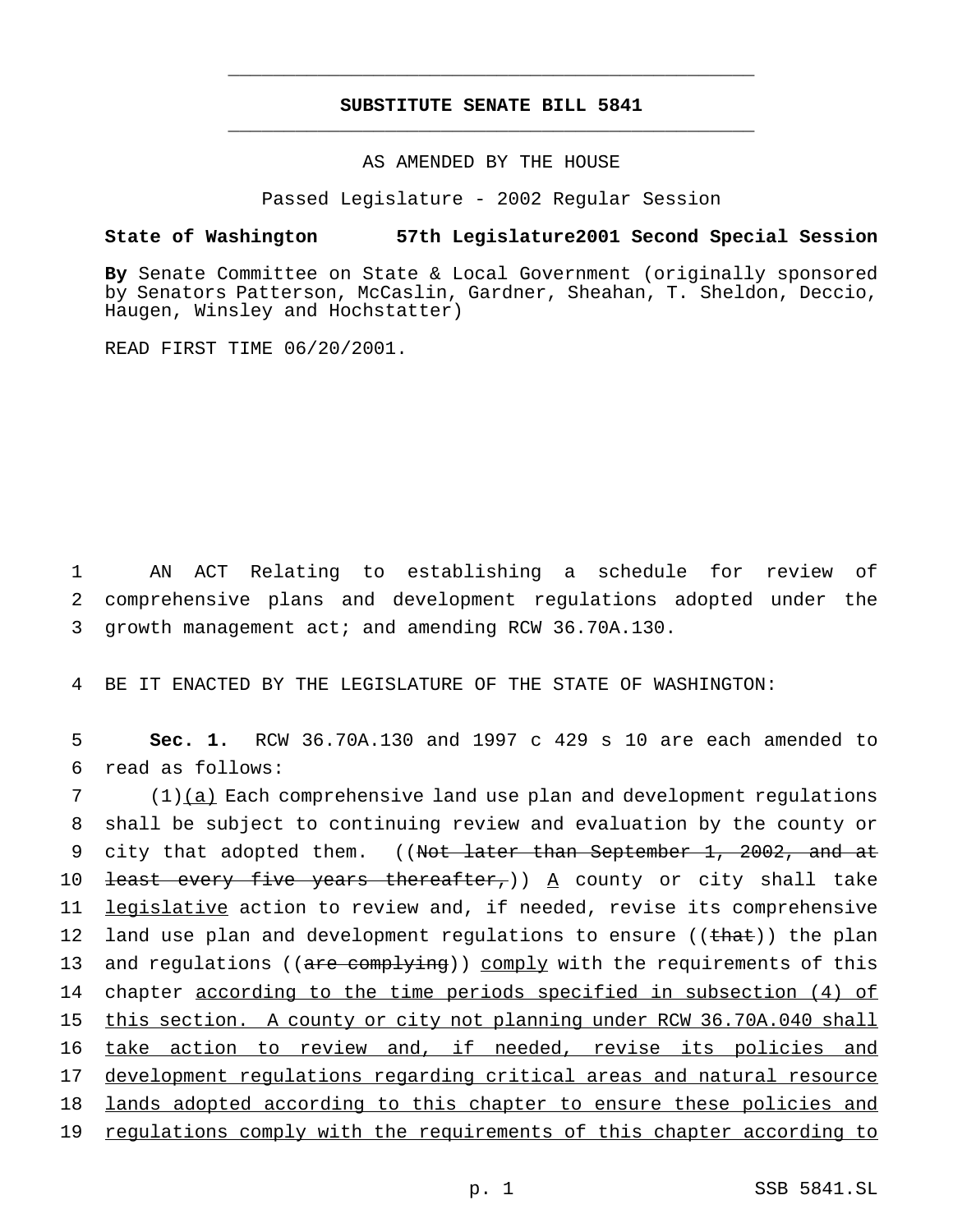# SUBSTITUTE SENATE BILL 5841

AS AMENDED BY THE HOUSE

Passed Legislature - 2002 Regular Session

**State of Washington 57th Legislature 2001 Second Special Session**

**By** Senate Committee on State & Local Government (originally sponsored by Senators Patterson, McCaslin, Gardner, Sheahan, T. Sheldon, Deccio, Haugen, Winsley and Hochstatter)

READ FIRST TIME 06/20/2001.

1 AN ACT Relating to establishing a schedule for review of
2 comprehensive plans and development regulations adopted under the
3 growth management act; and amending RCW 36.70A.130.

4 BE IT ENACTED BY THE LEGISLATURE OF THE STATE OF WASHINGTON:

5 **Sec. 1.** RCW 36.70A.130 and 1997 c 429 s 10 are each amended to
6 read as follows:
7 (1)(a) Each comprehensive land use plan and development regulations
8 shall be subject to continuing review and evaluation by the county or
9 city that adopted them. ((~~Not later than September 1, 2002, and at~~
10 ~~least every five years thereafter,~~)) A county or city shall take
11 legislative action to review and, if needed, revise its comprehensive
12 land use plan and development regulations to ensure ((~~that~~)) the plan
13 and regulations ((~~are complying~~)) comply with the requirements of this
14 chapter according to the time periods specified in subsection (4) of
15 this section. A county or city not planning under RCW 36.70A.040 shall
16 take action to review and, if needed, revise its policies and
17 development regulations regarding critical areas and natural resource
18 lands adopted according to this chapter to ensure these policies and
19 regulations comply with the requirements of this chapter according to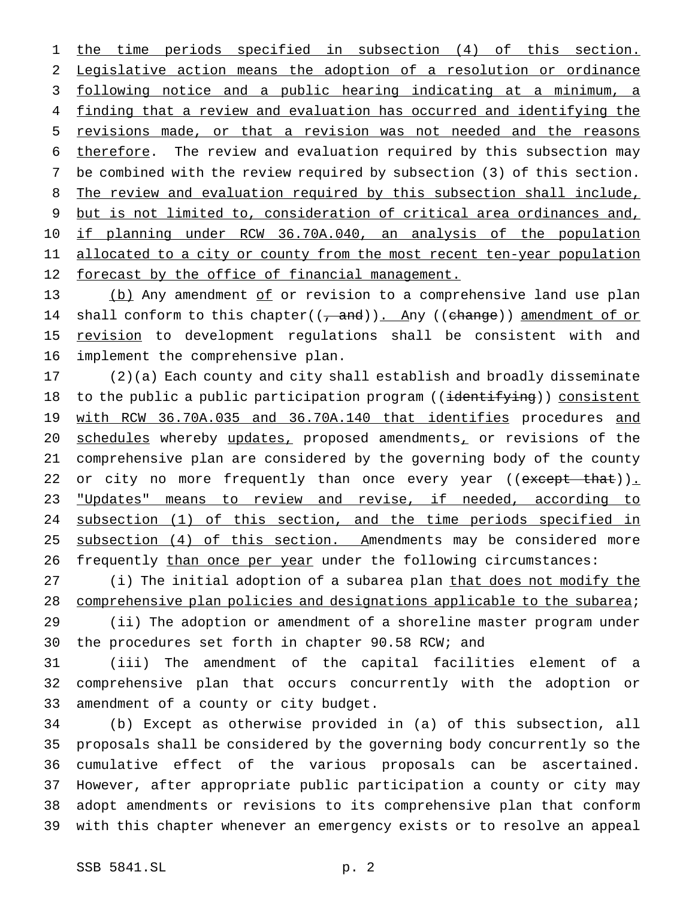the time periods specified in subsection (4) of this section. Legislative action means the adoption of a resolution or ordinance following notice and a public hearing indicating at a minimum, a finding that a review and evaluation has occurred and identifying the revisions made, or that a revision was not needed and the reasons therefore. The review and evaluation required by this subsection may be combined with the review required by subsection (3) of this section. The review and evaluation required by this subsection shall include, but is not limited to, consideration of critical area ordinances and, if planning under RCW 36.70A.040, an analysis of the population allocated to a city or county from the most recent ten-year population forecast by the office of financial management.

(b) Any amendment of or revision to a comprehensive land use plan shall conform to this chapter((, and)). Any ((change)) amendment of or revision to development regulations shall be consistent with and implement the comprehensive plan.

(2)(a) Each county and city shall establish and broadly disseminate to the public a public participation program ((identifying)) consistent with RCW 36.70A.035 and 36.70A.140 that identifies procedures and schedules whereby updates, proposed amendments, or revisions of the comprehensive plan are considered by the governing body of the county or city no more frequently than once every year ((except that)). "Updates" means to review and revise, if needed, according to subsection (1) of this section, and the time periods specified in subsection (4) of this section. Amendments may be considered more frequently than once per year under the following circumstances:

(i) The initial adoption of a subarea plan that does not modify the comprehensive plan policies and designations applicable to the subarea;

(ii) The adoption or amendment of a shoreline master program under the procedures set forth in chapter 90.58 RCW; and

(iii) The amendment of the capital facilities element of a comprehensive plan that occurs concurrently with the adoption or amendment of a county or city budget.

(b) Except as otherwise provided in (a) of this subsection, all proposals shall be considered by the governing body concurrently so the cumulative effect of the various proposals can be ascertained. However, after appropriate public participation a county or city may adopt amendments or revisions to its comprehensive plan that conform with this chapter whenever an emergency exists or to resolve an appeal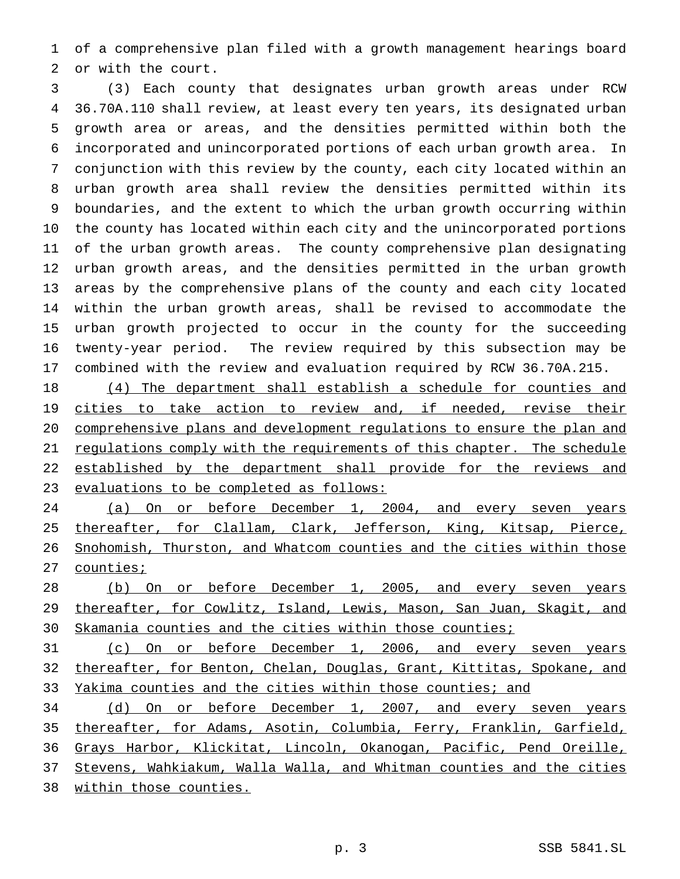of a comprehensive plan filed with a growth management hearings board or with the court.

(3) Each county that designates urban growth areas under RCW 36.70A.110 shall review, at least every ten years, its designated urban growth area or areas, and the densities permitted within both the incorporated and unincorporated portions of each urban growth area. In conjunction with this review by the county, each city located within an urban growth area shall review the densities permitted within its boundaries, and the extent to which the urban growth occurring within the county has located within each city and the unincorporated portions of the urban growth areas. The county comprehensive plan designating urban growth areas, and the densities permitted in the urban growth areas by the comprehensive plans of the county and each city located within the urban growth areas, shall be revised to accommodate the urban growth projected to occur in the county for the succeeding twenty-year period. The review required by this subsection may be combined with the review and evaluation required by RCW 36.70A.215.

<u>(4) The department shall establish a schedule for counties and cities to take action to review and, if needed, revise their comprehensive plans and development regulations to ensure the plan and regulations comply with the requirements of this chapter. The schedule established by the department shall provide for the reviews and evaluations to be completed as follows:</u>

<u>(a) On or before December 1, 2004, and every seven years thereafter, for Clallam, Clark, Jefferson, King, Kitsap, Pierce, Snohomish, Thurston, and Whatcom counties and the cities within those counties;</u>

<u>(b) On or before December 1, 2005, and every seven years thereafter, for Cowlitz, Island, Lewis, Mason, San Juan, Skagit, and Skamania counties and the cities within those counties;</u>

<u>(c) On or before December 1, 2006, and every seven years thereafter, for Benton, Chelan, Douglas, Grant, Kittitas, Spokane, and Yakima counties and the cities within those counties; and</u>

<u>(d) On or before December 1, 2007, and every seven years thereafter, for Adams, Asotin, Columbia, Ferry, Franklin, Garfield, Grays Harbor, Klickitat, Lincoln, Okanogan, Pacific, Pend Oreille, Stevens, Wahkiakum, Walla Walla, and Whitman counties and the cities within those counties.</u>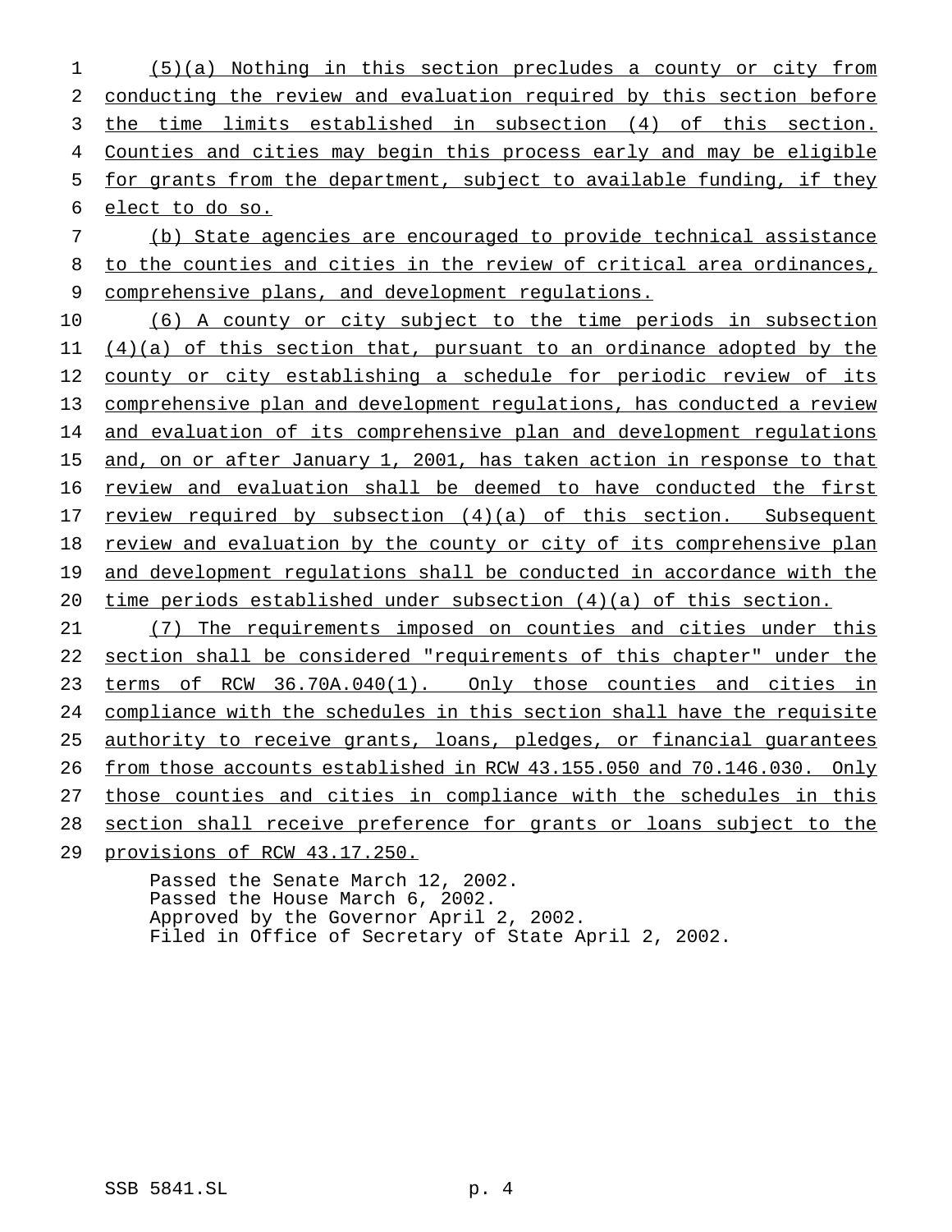(5)(a) Nothing in this section precludes a county or city from conducting the review and evaluation required by this section before the time limits established in subsection (4) of this section. Counties and cities may begin this process early and may be eligible for grants from the department, subject to available funding, if they elect to do so.

(b) State agencies are encouraged to provide technical assistance to the counties and cities in the review of critical area ordinances, comprehensive plans, and development regulations.

(6) A county or city subject to the time periods in subsection (4)(a) of this section that, pursuant to an ordinance adopted by the county or city establishing a schedule for periodic review of its comprehensive plan and development regulations, has conducted a review and evaluation of its comprehensive plan and development regulations and, on or after January 1, 2001, has taken action in response to that review and evaluation shall be deemed to have conducted the first review required by subsection (4)(a) of this section. Subsequent review and evaluation by the county or city of its comprehensive plan and development regulations shall be conducted in accordance with the time periods established under subsection (4)(a) of this section.

(7) The requirements imposed on counties and cities under this section shall be considered "requirements of this chapter" under the terms of RCW 36.70A.040(1). Only those counties and cities in compliance with the schedules in this section shall have the requisite authority to receive grants, loans, pledges, or financial guarantees from those accounts established in RCW 43.155.050 and 70.146.030. Only those counties and cities in compliance with the schedules in this section shall receive preference for grants or loans subject to the provisions of RCW 43.17.250.

Passed the Senate March 12, 2002.
Passed the House March 6, 2002.
Approved by the Governor April 2, 2002.
Filed in Office of Secretary of State April 2, 2002.